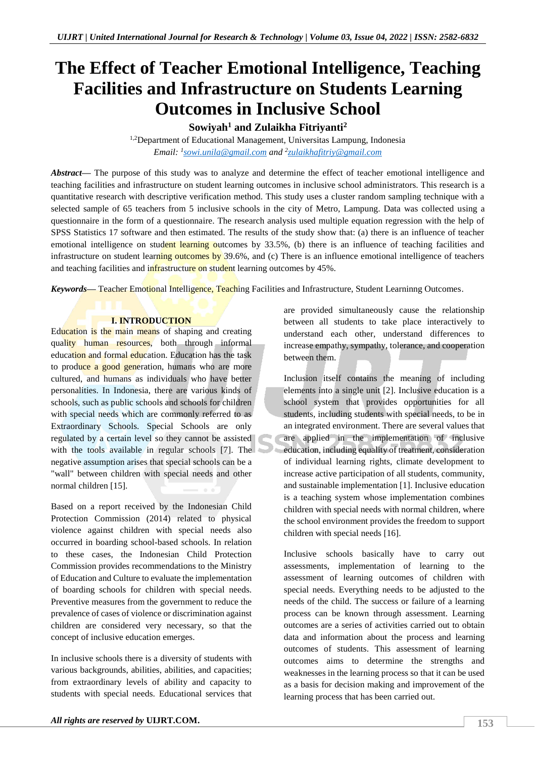# The Effect of Teacher Emotional Intelligence, Teaching Facilities and Infrastructure on Students Learning Outcomes in Inclusive School

**Sowiyah[1] and Zulaikha Fitriyanti[2]**

[1,2]Department of Educational Management, Universitas Lampung, Indonesia

*Email: [1]sowi.unila@gmail.com and [2]zulaikhafitriy@gmail.com*

***Abstract*****—** The purpose of this study was to analyze and determine the effect of teacher emotional intelligence and teaching facilities and infrastructure on student learning outcomes in inclusive school administrators. This research is a quantitative research with descriptive verification method. This study uses a cluster random sampling technique with a selected sample of 65 teachers from 5 inclusive schools in the city of Metro, Lampung. Data was collected using a questionnaire in the form of a questionnaire. The research analysis used multiple equation regression with the help of SPSS Statistics 17 software and then estimated. The results of the study show that: (a) there is an influence of teacher emotional intelligence on student learning outcomes by 33.5%, (b) there is an influence of teaching facilities and infrastructure on student learning outcomes by 39.6%, and (c) There is an influence emotional intelligence of teachers and teaching facilities and infrastructure on student learning outcomes by 45%.

***Keywords*****—** Teacher Emotional Intelligence, Teaching Facilities and Infrastructure, Student Learninng Outcomes.

## I. INTRODUCTION

Education is the main means of shaping and creating quality human resources, both through informal education and formal education. Education has the task to produce a good generation, humans who are more cultured, and humans as individuals who have better personalities. In Indonesia, there are various kinds of schools, such as public schools and schools for children with special needs which are commonly referred to as Extraordinary Schools. Special Schools are only regulated by a certain level so they cannot be assisted with the tools available in regular schools [7]. The negative assumption arises that special schools can be a "wall" between children with special needs and other normal children [15].

Based on a report received by the Indonesian Child Protection Commission (2014) related to physical violence against children with special needs also occurred in boarding school-based schools. In relation to these cases, the Indonesian Child Protection Commission provides recommendations to the Ministry of Education and Culture to evaluate the implementation of boarding schools for children with special needs. Preventive measures from the government to reduce the prevalence of cases of violence or discrimination against children are considered very necessary, so that the concept of inclusive education emerges.

In inclusive schools there is a diversity of students with various backgrounds, abilities, abilities, and capacities; from extraordinary levels of ability and capacity to students with special needs. Educational services that are provided simultaneously cause the relationship between all students to take place interactively to understand each other, understand differences to increase empathy, sympathy, tolerance, and cooperation between them.

Inclusion itself contains the meaning of including elements into a single unit [2]. Inclusive education is a school system that provides opportunities for all students, including students with special needs, to be in an integrated environment. There are several values that are applied in the implementation of inclusive education, including equality of treatment, consideration of individual learning rights, climate development to increase active participation of all students, community, and sustainable implementation [1]. Inclusive education is a teaching system whose implementation combines children with special needs with normal children, where the school environment provides the freedom to support children with special needs [16].

Inclusive schools basically have to carry out assessments, implementation of learning to the assessment of learning outcomes of children with special needs. Everything needs to be adjusted to the needs of the child. The success or failure of a learning process can be known through assessment. Learning outcomes are a series of activities carried out to obtain data and information about the process and learning outcomes of students. This assessment of learning outcomes aims to determine the strengths and weaknesses in the learning process so that it can be used as a basis for decision making and improvement of the learning process that has been carried out.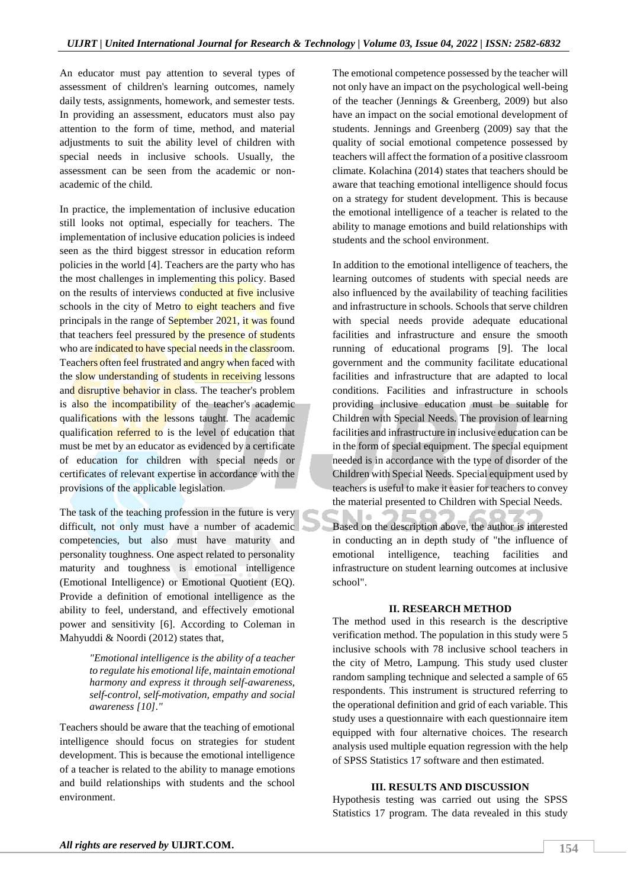An educator must pay attention to several types of assessment of children's learning outcomes, namely daily tests, assignments, homework, and semester tests. In providing an assessment, educators must also pay attention to the form of time, method, and material adjustments to suit the ability level of children with special needs in inclusive schools. Usually, the assessment can be seen from the academic or non-academic of the child.

In practice, the implementation of inclusive education still looks not optimal, especially for teachers. The implementation of inclusive education policies is indeed seen as the third biggest stressor in education reform policies in the world [4]. Teachers are the party who has the most challenges in implementing this policy. Based on the results of interviews conducted at five inclusive schools in the city of Metro to eight teachers and five principals in the range of September 2021, it was found that teachers feel pressured by the presence of students who are indicated to have special needs in the classroom. Teachers often feel frustrated and angry when faced with the slow understanding of students in receiving lessons and disruptive behavior in class. The teacher's problem is also the incompatibility of the teacher's academic qualifications with the lessons taught. The academic qualification referred to is the level of education that must be met by an educator as evidenced by a certificate of education for children with special needs or certificates of relevant expertise in accordance with the provisions of the applicable legislation.

The task of the teaching profession in the future is very difficult, not only must have a number of academic competencies, but also must have maturity and personality toughness. One aspect related to personality maturity and toughness is emotional intelligence (Emotional Intelligence) or Emotional Quotient (EQ). Provide a definition of emotional intelligence as the ability to feel, understand, and effectively emotional power and sensitivity [6]. According to Coleman in Mahyuddi & Noordi (2012) states that,

> *"Emotional intelligence is the ability of a teacher to regulate his emotional life, maintain emotional harmony and express it through self-awareness, self-control, self-motivation, empathy and social awareness [10]."*

Teachers should be aware that the teaching of emotional intelligence should focus on strategies for student development. This is because the emotional intelligence of a teacher is related to the ability to manage emotions and build relationships with students and the school environment.

The emotional competence possessed by the teacher will not only have an impact on the psychological well-being of the teacher (Jennings & Greenberg, 2009) but also have an impact on the social emotional development of students. Jennings and Greenberg (2009) say that the quality of social emotional competence possessed by teachers will affect the formation of a positive classroom climate. Kolachina (2014) states that teachers should be aware that teaching emotional intelligence should focus on a strategy for student development. This is because the emotional intelligence of a teacher is related to the ability to manage emotions and build relationships with students and the school environment.

In addition to the emotional intelligence of teachers, the learning outcomes of students with special needs are also influenced by the availability of teaching facilities and infrastructure in schools. Schools that serve children with special needs provide adequate educational facilities and infrastructure and ensure the smooth running of educational programs [9]. The local government and the community facilitate educational facilities and infrastructure that are adapted to local conditions. Facilities and infrastructure in schools providing inclusive education must be suitable for Children with Special Needs. The provision of learning facilities and infrastructure in inclusive education can be in the form of special equipment. The special equipment needed is in accordance with the type of disorder of the Children with Special Needs. Special equipment used by teachers is useful to make it easier for teachers to convey the material presented to Children with Special Needs.

Based on the description above, the author is interested in conducting an in depth study of "the influence of emotional intelligence, teaching facilities and infrastructure on student learning outcomes at inclusive school".

## II. RESEARCH METHOD

The method used in this research is the descriptive verification method. The population in this study were 5 inclusive schools with 78 inclusive school teachers in the city of Metro, Lampung. This study used cluster random sampling technique and selected a sample of 65 respondents. This instrument is structured referring to the operational definition and grid of each variable. This study uses a questionnaire with each questionnaire item equipped with four alternative choices. The research analysis used multiple equation regression with the help of SPSS Statistics 17 software and then estimated.

## III. RESULTS AND DISCUSSION

Hypothesis testing was carried out using the SPSS Statistics 17 program. The data revealed in this study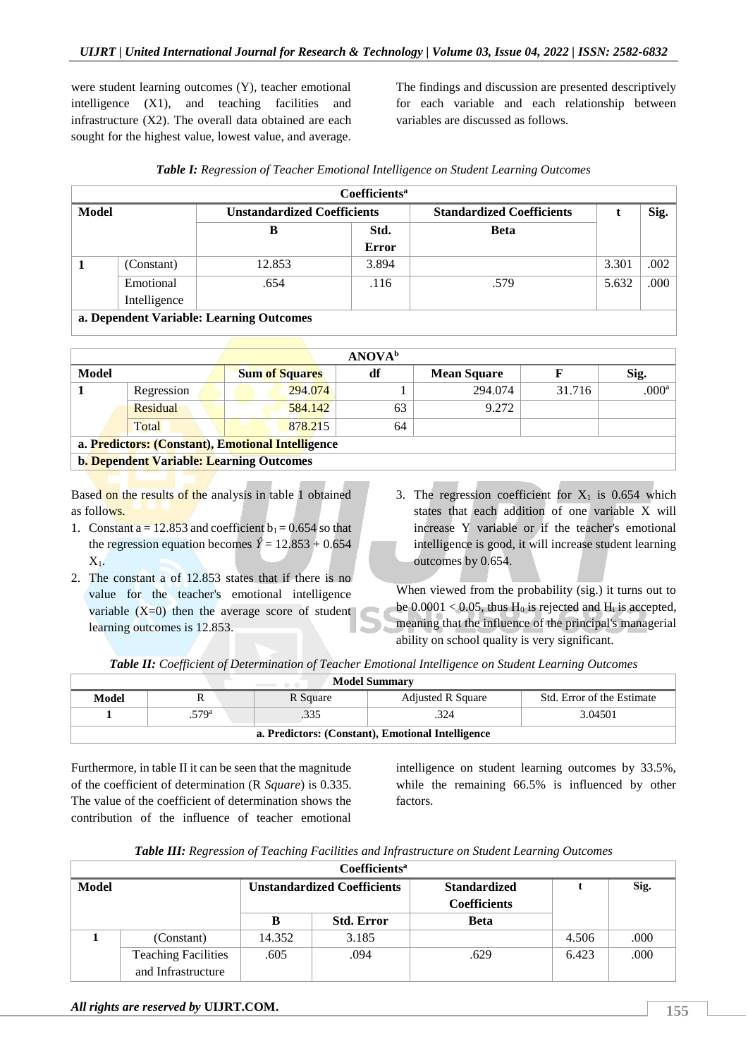were student learning outcomes (Y), teacher emotional intelligence (X1), and teaching facilities and infrastructure (X2). The overall data obtained are each sought for the highest value, lowest value, and average.

The findings and discussion are presented descriptively for each variable and each relationship between variables are discussed as follows.

***Table I:*** *Regression of Teacher Emotional Intelligence on Student Learning Outcomes*

| Coefficients[a] | | | | | | |
|---|---|---|---|---|---|---|
| **Model** | | **Unstandardized Coefficients** | | **Standardized Coefficients** | **t** | **Sig.** |
| | | **B** | **Std. Error** | **Beta** | | |
| **1** | (Constant) | 12.853 | 3.894 | | 3.301 | .002 |
| | Emotional Intelligence | .654 | .116 | .579 | 5.632 | .000 |
| **a. Dependent Variable: Learning Outcomes** | | | | | | |

| ANOVA[b] | | | | | | |
|---|---|---|---|---|---|---|
| **Model** | | **Sum of Squares** | **df** | **Mean Square** | **F** | **Sig.** |
| **1** | Regression | 294.074 | 1 | 294.074 | 31.716 | .000[a] |
| | Residual | 584.142 | 63 | 9.272 | | |
| | Total | 878.215 | 64 | | | |
| **a. Predictors: (Constant), Emotional Intelligence** | | | | | | |
| **b. Dependent Variable: Learning Outcomes** | | | | | | |

Based on the results of the analysis in table 1 obtained as follows.

1. Constant a = 12.853 and coefficient $b_1 = 0.654$ so that the regression equation becomes $\hat{Y} = 12.853 + 0.654 X_1$.
2. The constant a of 12.853 states that if there is no value for the teacher's emotional intelligence variable (X=0) then the average score of student learning outcomes is 12.853.
3. The regression coefficient for $X_1$ is 0.654 which states that each addition of one variable X will increase Y variable or if the teacher's emotional intelligence is good, it will increase student learning outcomes by 0.654.

When viewed from the probability (sig.) it turns out to be $0.0001 < 0.05$, thus $H_0$ is rejected and $H_1$ is accepted, meaning that the influence of the principal's managerial ability on school quality is very significant.

***Table II:*** *Coefficient of Determination of Teacher Emotional Intelligence on Student Learning Outcomes*

| Model Summary | | | | |
|---|---|---|---|---|
| **Model** | R | R Square | Adjusted R Square | Std. Error of the Estimate |
| 1 | .579[a] | .335 | .324 | 3.04501 |
| **a. Predictors: (Constant), Emotional Intelligence** | | | | |

Furthermore, in table II it can be seen that the magnitude of the coefficient of determination (R *Square*) is 0.335. The value of the coefficient of determination shows the contribution of the influence of teacher emotional intelligence on student learning outcomes by 33.5%, while the remaining 66.5% is influenced by other factors.

***Table III:*** *Regression of Teaching Facilities and Infrastructure on Student Learning Outcomes*

| Coefficients[a] | | | | | | |
|---|---|---|---|---|---|---|
| **Model** | | **Unstandardized Coefficients** | | **Standardized Coefficients** | **t** | **Sig.** |
| | | **B** | **Std. Error** | **Beta** | | |
| **1** | (Constant) | 14.352 | 3.185 | | 4.506 | .000 |
| | Teaching Facilities and Infrastructure | .605 | .094 | .629 | 6.423 | .000 |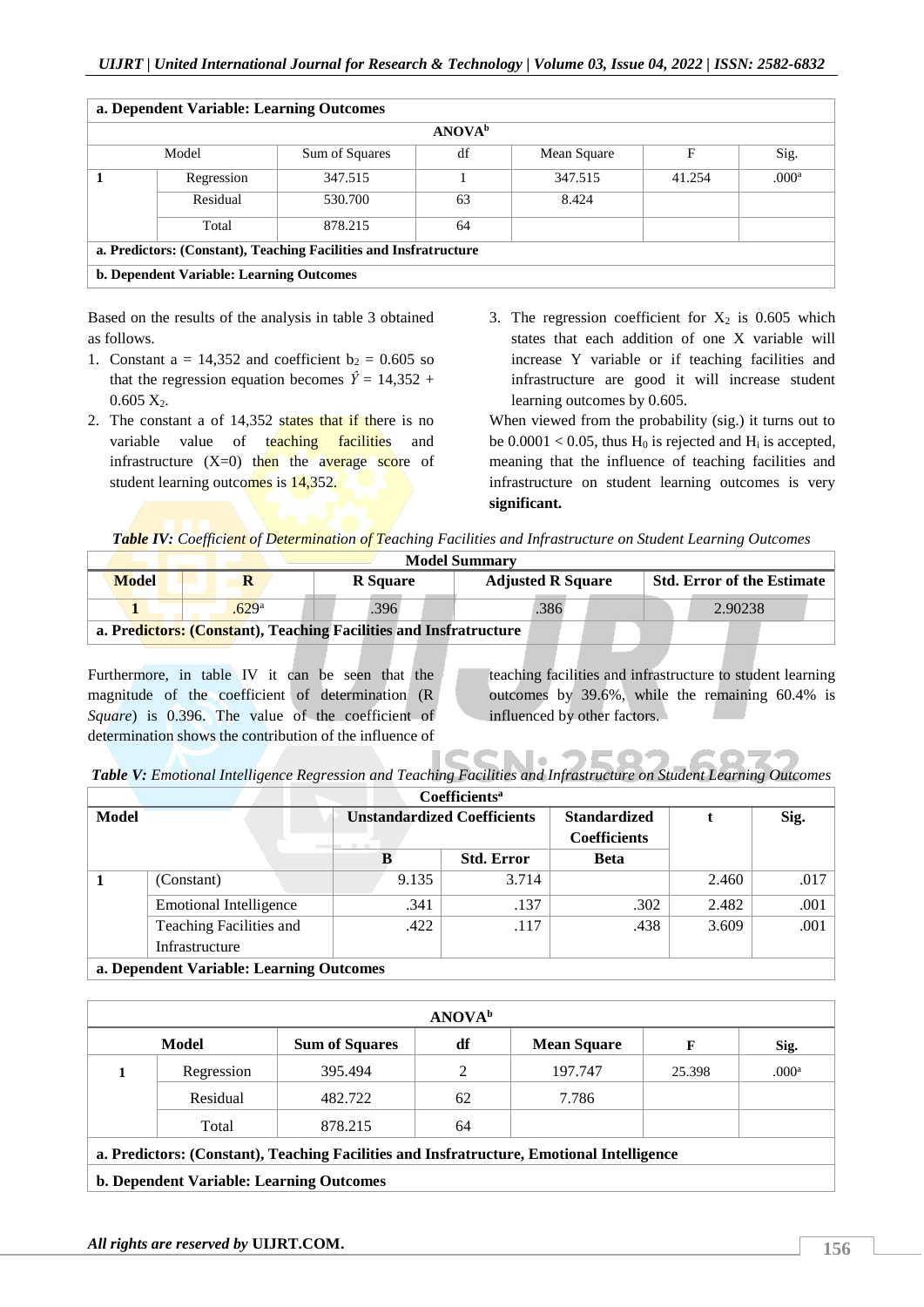| a. Dependent Variable: Learning Outcomes | | | | | | |
|---|---|---|---|---|---|---|
| **ANOVA[b]** | | | | | | |
| Model | | Sum of Squares | df | Mean Square | F | Sig. |
| 1 | Regression | 347.515 | 1 | 347.515 | 41.254 | .000[a] |
| | Residual | 530.700 | 63 | 8.424 | | |
| | Total | 878.215 | 64 | | | |
| a. Predictors: (Constant), Teaching Facilities and Insfratructure | | | | | | |
| b. Dependent Variable: Learning Outcomes | | | | | | |

Based on the results of the analysis in table 3 obtained as follows.

1. Constant a = 14,352 and coefficient $b_2$ = 0.605 so that the regression equation becomes $\hat{Y}$ = 14,352 + 0.605 $X_2$.
2. The constant a of 14,352 states that if there is no variable value of teaching facilities and infrastructure (X=0) then the average score of student learning outcomes is 14,352.
3. The regression coefficient for $X_2$ is 0.605 which states that each addition of one X variable will increase Y variable or if teaching facilities and infrastructure are good it will increase student learning outcomes by 0.605.

When viewed from the probability (sig.) it turns out to be 0.0001 < 0.05, thus $H_0$ is rejected and $H_i$ is accepted, meaning that the influence of teaching facilities and infrastructure on student learning outcomes is very **significant.**

***Table IV:*** *Coefficient of Determination of Teaching Facilities and Infrastructure on Student Learning Outcomes*

| **Model Summary** | | | | |
|---|---|---|---|---|
| **Model** | **R** | **R Square** | **Adjusted R Square** | **Std. Error of the Estimate** |
| 1 | .629[a] | .396 | .386 | 2.90238 |
| a. Predictors: (Constant), Teaching Facilities and Insfratructure | | | | |

Furthermore, in table IV it can be seen that the magnitude of the coefficient of determination (R *Square*) is 0.396. The value of the coefficient of determination shows the contribution of the influence of teaching facilities and infrastructure to student learning outcomes by 39.6%, while the remaining 60.4% is influenced by other factors.

***Table V:*** *Emotional Intelligence Regression and Teaching Facilities and Infrastructure on Student Learning Outcomes*

| **Coefficients[a]** | | | | | | |
|---|---|---|---|---|---|---|
| **Model** | | **Unstandardized Coefficients** | | **Standardized Coefficients** | **t** | **Sig.** |
| | | **B** | **Std. Error** | **Beta** | | |
| 1 | (Constant) | 9.135 | 3.714 | | 2.460 | .017 |
| | Emotional Intelligence | .341 | .137 | .302 | 2.482 | .001 |
| | Teaching Facilities and Infrastructure | .422 | .117 | .438 | 3.609 | .001 |
| a. Dependent Variable: Learning Outcomes | | | | | | |

| **ANOVA[b]** | | | | | | |
|---|---|---|---|---|---|---|
| **Model** | | **Sum of Squares** | **df** | **Mean Square** | **F** | **Sig.** |
| 1 | Regression | 395.494 | 2 | 197.747 | 25.398 | .000[a] |
| | Residual | 482.722 | 62 | 7.786 | | |
| | Total | 878.215 | 64 | | | |
| a. Predictors: (Constant), Teaching Facilities and Insfratructure, Emotional Intelligence | | | | | | |
| b. Dependent Variable: Learning Outcomes | | | | | | |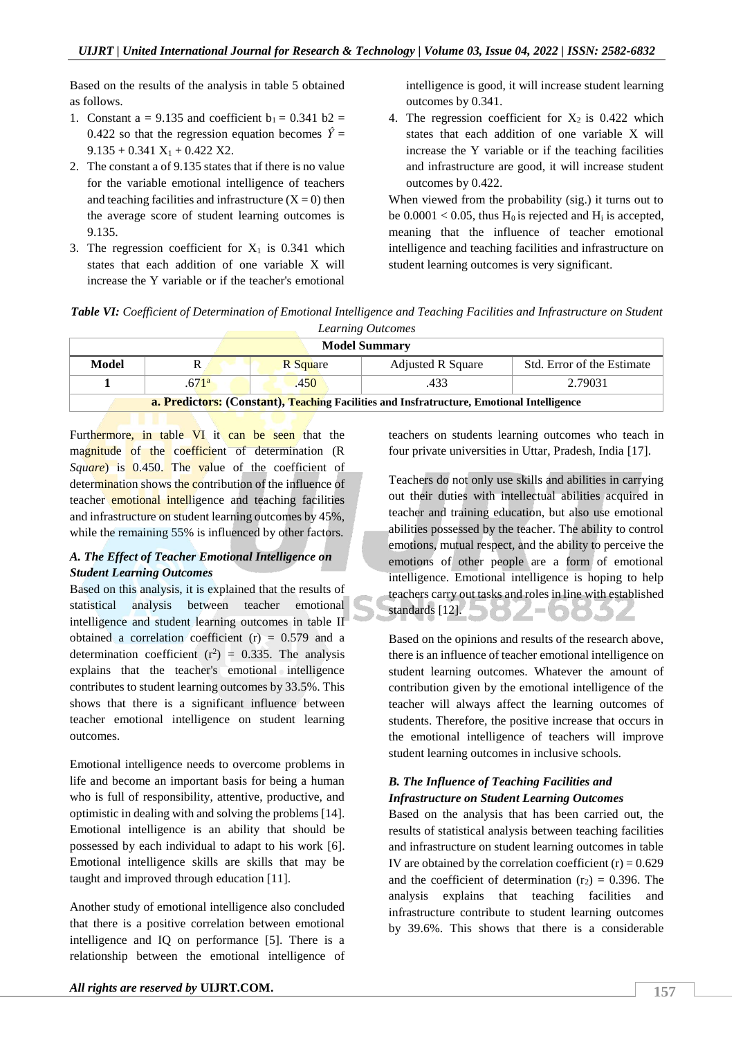Based on the results of the analysis in table 5 obtained as follows.

1. Constant a = 9.135 and coefficient $b_1$ = 0.341 b2 = 0.422 so that the regression equation becomes $\hat{Y}$ = 9.135 + 0.341 $X_1$ + 0.422 X2.
2. The constant a of 9.135 states that if there is no value for the variable emotional intelligence of teachers and teaching facilities and infrastructure (X = 0) then the average score of student learning outcomes is 9.135.
3. The regression coefficient for $X_1$ is 0.341 which states that each addition of one variable X will increase the Y variable or if the teacher's emotional intelligence is good, it will increase student learning outcomes by 0.341.
4. The regression coefficient for $X_2$ is 0.422 which states that each addition of one variable X will increase the Y variable or if the teaching facilities and infrastructure are good, it will increase student outcomes by 0.422.

When viewed from the probability (sig.) it turns out to be 0.0001 < 0.05, thus $H_0$ is rejected and $H_i$ is accepted, meaning that the influence of teacher emotional intelligence and teaching facilities and infrastructure on student learning outcomes is very significant.

*Table VI: Coefficient of Determination of Emotional Intelligence and Teaching Facilities and Infrastructure on Student Learning Outcomes*

| Model Summary | | | | |
|---|---|---|---|---|
| **Model** | R | R Square | Adjusted R Square | Std. Error of the Estimate |
| **1** | .671[a] | .450 | .433 | 2.79031 |
| **a. Predictors: (Constant), Teaching Facilities and Insfratructure, Emotional Intelligence** | | | | |

Furthermore, in table VI it can be seen that the magnitude of the coefficient of determination (R *Square*) is 0.450. The value of the coefficient of determination shows the contribution of the influence of teacher emotional intelligence and teaching facilities and infrastructure on student learning outcomes by 45%, while the remaining 55% is influenced by other factors.

### *A. The Effect of Teacher Emotional Intelligence on Student Learning Outcomes*

Based on this analysis, it is explained that the results of statistical analysis between teacher emotional intelligence and student learning outcomes in table II obtained a correlation coefficient (r) = 0.579 and a determination coefficient ($r^2$) = 0.335. The analysis explains that the teacher's emotional intelligence contributes to student learning outcomes by 33.5%. This shows that there is a significant influence between teacher emotional intelligence on student learning outcomes.

Emotional intelligence needs to overcome problems in life and become an important basis for being a human who is full of responsibility, attentive, productive, and optimistic in dealing with and solving the problems [14]. Emotional intelligence is an ability that should be possessed by each individual to adapt to his work [6]. Emotional intelligence skills are skills that may be taught and improved through education [11].

Another study of emotional intelligence also concluded that there is a positive correlation between emotional intelligence and IQ on performance [5]. There is a relationship between the emotional intelligence of teachers on students learning outcomes who teach in four private universities in Uttar, Pradesh, India [17].

Teachers do not only use skills and abilities in carrying out their duties with intellectual abilities acquired in teacher and training education, but also use emotional abilities possessed by the teacher. The ability to control emotions, mutual respect, and the ability to perceive the emotions of other people are a form of emotional intelligence. Emotional intelligence is hoping to help teachers carry out tasks and roles in line with established standards [12].

Based on the opinions and results of the research above, there is an influence of teacher emotional intelligence on student learning outcomes. Whatever the amount of contribution given by the emotional intelligence of the teacher will always affect the learning outcomes of students. Therefore, the positive increase that occurs in the emotional intelligence of teachers will improve student learning outcomes in inclusive schools.

### *B. The Influence of Teaching Facilities and Infrastructure on Student Learning Outcomes*

Based on the analysis that has been carried out, the results of statistical analysis between teaching facilities and infrastructure on student learning outcomes in table IV are obtained by the correlation coefficient (r) = 0.629 and the coefficient of determination ($r_2$) = 0.396. The analysis explains that teaching facilities and infrastructure contribute to student learning outcomes by 39.6%. This shows that there is a considerable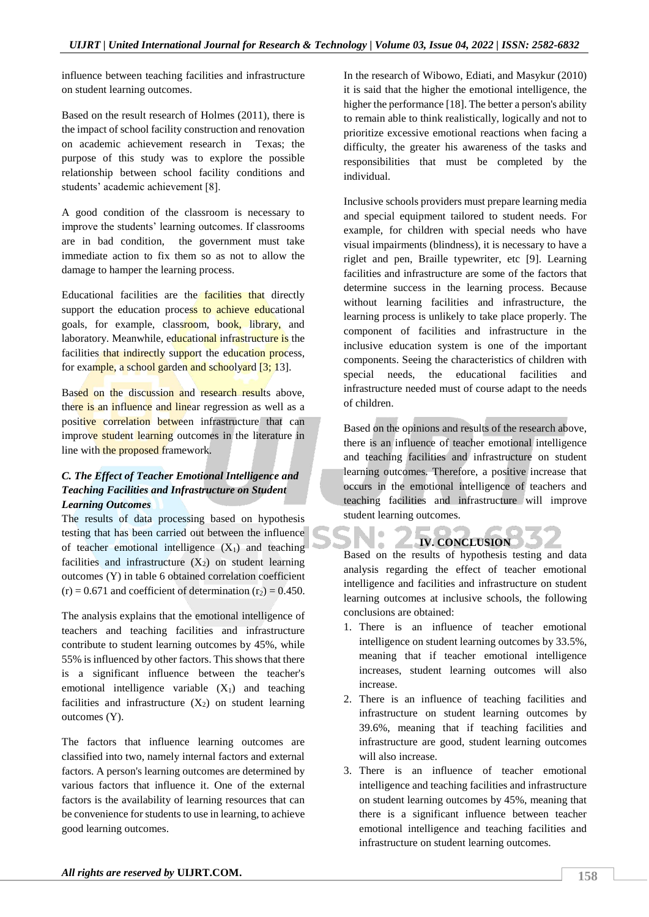influence between teaching facilities and infrastructure on student learning outcomes.

Based on the result research of Holmes (2011), there is the impact of school facility construction and renovation on academic achievement research in Texas; the purpose of this study was to explore the possible relationship between school facility conditions and students' academic achievement [8].

A good condition of the classroom is necessary to improve the students' learning outcomes. If classrooms are in bad condition, the government must take immediate action to fix them so as not to allow the damage to hamper the learning process.

Educational facilities are the facilities that directly support the education process to achieve educational goals, for example, classroom, book, library, and laboratory. Meanwhile, educational infrastructure is the facilities that indirectly support the education process, for example, a school garden and schoolyard [3; 13].

Based on the discussion and research results above, there is an influence and linear regression as well as a positive correlation between infrastructure that can improve student learning outcomes in the literature in line with the proposed framework.

### *C. The Effect of Teacher Emotional Intelligence and Teaching Facilities and Infrastructure on Student Learning Outcomes*

The results of data processing based on hypothesis testing that has been carried out between the influence of teacher emotional intelligence ($X_1$) and teaching facilities and infrastructure ($X_2$) on student learning outcomes (Y) in table 6 obtained correlation coefficient (r) = 0.671 and coefficient of determination ($r_2$) = 0.450.

The analysis explains that the emotional intelligence of teachers and teaching facilities and infrastructure contribute to student learning outcomes by 45%, while 55% is influenced by other factors. This shows that there is a significant influence between the teacher's emotional intelligence variable ($X_1$) and teaching facilities and infrastructure ($X_2$) on student learning outcomes (Y).

The factors that influence learning outcomes are classified into two, namely internal factors and external factors. A person's learning outcomes are determined by various factors that influence it. One of the external factors is the availability of learning resources that can be convenience for students to use in learning, to achieve good learning outcomes.

In the research of Wibowo, Ediati, and Masykur (2010) it is said that the higher the emotional intelligence, the higher the performance [18]. The better a person's ability to remain able to think realistically, logically and not to prioritize excessive emotional reactions when facing a difficulty, the greater his awareness of the tasks and responsibilities that must be completed by the individual.

Inclusive schools providers must prepare learning media and special equipment tailored to student needs. For example, for children with special needs who have visual impairments (blindness), it is necessary to have a riglet and pen, Braille typewriter, etc [9]. Learning facilities and infrastructure are some of the factors that determine success in the learning process. Because without learning facilities and infrastructure, the learning process is unlikely to take place properly. The component of facilities and infrastructure in the inclusive education system is one of the important components. Seeing the characteristics of children with special needs, the educational facilities and infrastructure needed must of course adapt to the needs of children.

Based on the opinions and results of the research above, there is an influence of teacher emotional intelligence and teaching facilities and infrastructure on student learning outcomes. Therefore, a positive increase that occurs in the emotional intelligence of teachers and teaching facilities and infrastructure will improve student learning outcomes.

## IV. CONCLUSION

Based on the results of hypothesis testing and data analysis regarding the effect of teacher emotional intelligence and facilities and infrastructure on student learning outcomes at inclusive schools, the following conclusions are obtained:

1. There is an influence of teacher emotional intelligence on student learning outcomes by 33.5%, meaning that if teacher emotional intelligence increases, student learning outcomes will also increase.
2. There is an influence of teaching facilities and infrastructure on student learning outcomes by 39.6%, meaning that if teaching facilities and infrastructure are good, student learning outcomes will also increase.
3. There is an influence of teacher emotional intelligence and teaching facilities and infrastructure on student learning outcomes by 45%, meaning that there is a significant influence between teacher emotional intelligence and teaching facilities and infrastructure on student learning outcomes.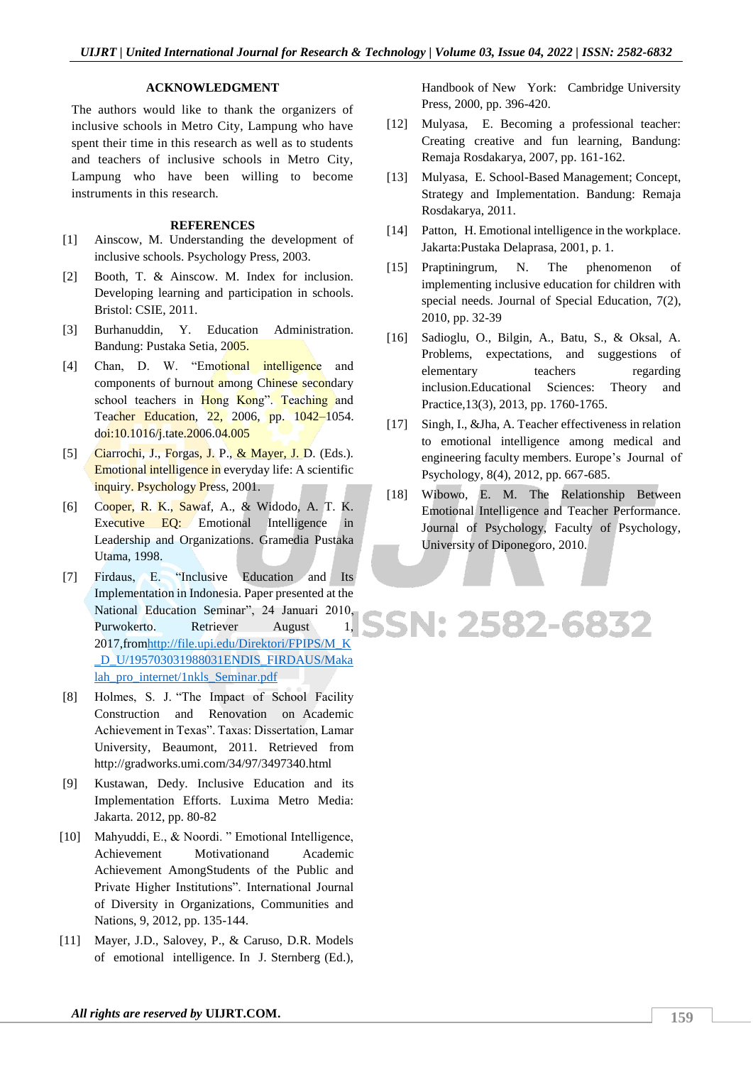## ACKNOWLEDGMENT

The authors would like to thank the organizers of inclusive schools in Metro City, Lampung who have spent their time in this research as well as to students and teachers of inclusive schools in Metro City, Lampung who have been willing to become instruments in this research.

## REFERENCES

[1] Ainscow, M. Understanding the development of inclusive schools. Psychology Press, 2003.

[2] Booth, T. & Ainscow. M. Index for inclusion. Developing learning and participation in schools. Bristol: CSIE, 2011.

[3] Burhanuddin, Y. Education Administration. Bandung: Pustaka Setia, 2005.

[4] Chan, D. W. "Emotional intelligence and components of burnout among Chinese secondary school teachers in Hong Kong". Teaching and Teacher Education, 22, 2006, pp. 1042–1054. doi:10.1016/j.tate.2006.04.005

[5] Ciarrochi, J., Forgas, J. P., & Mayer, J. D. (Eds.). Emotional intelligence in everyday life: A scientific inquiry. Psychology Press, 2001.

[6] Cooper, R. K., Sawaf, A., & Widodo, A. T. K. Executive EQ: Emotional Intelligence in Leadership and Organizations. Gramedia Pustaka Utama, 1998.

[7] Firdaus, E. "Inclusive Education and Its Implementation in Indonesia. Paper presented at the National Education Seminar", 24 Januari 2010, Purwokerto. Retriever August 1, 2017,from http://file.upi.edu/Direktori/FPIPS/M_K_D_U/195703031988031ENDIS_FIRDAUS/Makalah_pro_internet/1nkls_Seminar.pdf

[8] Holmes, S. J. "The Impact of School Facility Construction and Renovation on Academic Achievement in Texas". Taxas: Dissertation, Lamar University, Beaumont, 2011. Retrieved from http://gradworks.umi.com/34/97/3497340.html

[9] Kustawan, Dedy. Inclusive Education and its Implementation Efforts. Luxima Metro Media: Jakarta. 2012, pp. 80-82

[10] Mahyuddi, E., & Noordi. " Emotional Intelligence, Achievement Motivationand Academic Achievement AmongStudents of the Public and Private Higher Institutions". International Journal of Diversity in Organizations, Communities and Nations, 9, 2012, pp. 135-144.

[11] Mayer, J.D., Salovey, P., & Caruso, D.R. Models of emotional intelligence. In J. Sternberg (Ed.), Handbook of New York: Cambridge University Press, 2000, pp. 396-420.

[12] Mulyasa, E. Becoming a professional teacher: Creating creative and fun learning, Bandung: Remaja Rosdakarya, 2007, pp. 161-162.

[13] Mulyasa, E. School-Based Management; Concept, Strategy and Implementation. Bandung: Remaja Rosdakarya, 2011.

[14] Patton, H. Emotional intelligence in the workplace. Jakarta:Pustaka Delaprasa, 2001, p. 1.

[15] Praptiningrum, N. The phenomenon of implementing inclusive education for children with special needs. Journal of Special Education, 7(2), 2010, pp. 32-39

[16] Sadioglu, O., Bilgin, A., Batu, S., & Oksal, A. Problems, expectations, and suggestions of elementary teachers regarding inclusion.Educational Sciences: Theory and Practice,13(3), 2013, pp. 1760-1765.

[17] Singh, I., &Jha, A. Teacher effectiveness in relation to emotional intelligence among medical and engineering faculty members. Europe's Journal of Psychology, 8(4), 2012, pp. 667-685.

[18] Wibowo, E. M. The Relationship Between Emotional Intelligence and Teacher Performance. Journal of Psychology, Faculty of Psychology, University of Diponegoro, 2010.